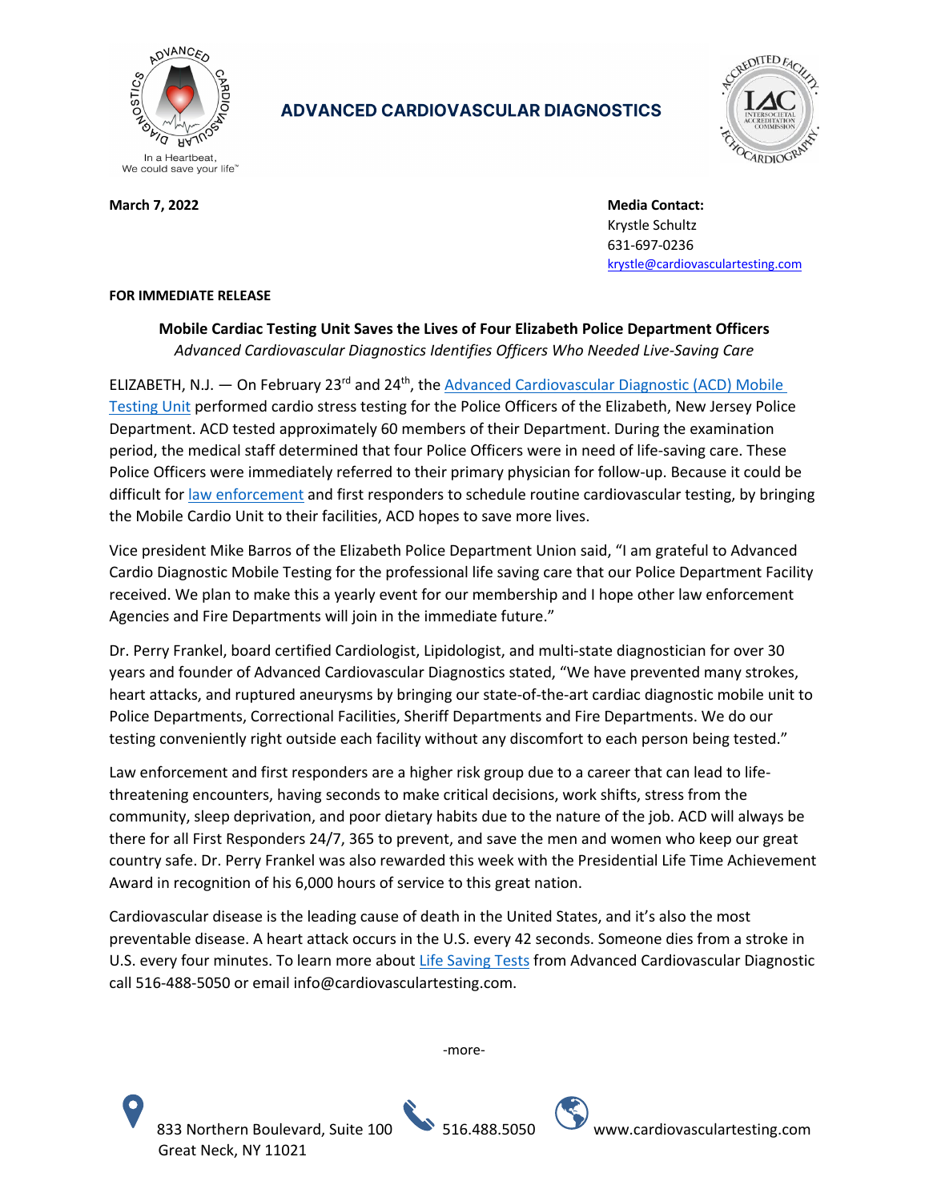ADVANCED CARDIOVASCULAR DIAGNOSTICS

In a Heartbeat, We could save your life™

**March 7, 2022**

**Media Contact:**
Krystle Schultz
631-697-0236
krystle@cardiovasculartesting.com

**FOR IMMEDIATE RELEASE**

**Mobile Cardiac Testing Unit Saves the Lives of Four Elizabeth Police Department Officers**

*Advanced Cardiovascular Diagnostics Identifies Officers Who Needed Live-Saving Care*

ELIZABETH, N.J. — On February 23rd and 24th, the Advanced Cardiovascular Diagnostic (ACD) Mobile Testing Unit performed cardio stress testing for the Police Officers of the Elizabeth, New Jersey Police Department. ACD tested approximately 60 members of their Department. During the examination period, the medical staff determined that four Police Officers were in need of life-saving care. These Police Officers were immediately referred to their primary physician for follow-up. Because it could be difficult for law enforcement and first responders to schedule routine cardiovascular testing, by bringing the Mobile Cardio Unit to their facilities, ACD hopes to save more lives.

Vice president Mike Barros of the Elizabeth Police Department Union said, "I am grateful to Advanced Cardio Diagnostic Mobile Testing for the professional life saving care that our Police Department Facility received. We plan to make this a yearly event for our membership and I hope other law enforcement Agencies and Fire Departments will join in the immediate future."

Dr. Perry Frankel, board certified Cardiologist, Lipidologist, and multi-state diagnostician for over 30 years and founder of Advanced Cardiovascular Diagnostics stated, "We have prevented many strokes, heart attacks, and ruptured aneurysms by bringing our state-of-the-art cardiac diagnostic mobile unit to Police Departments, Correctional Facilities, Sheriff Departments and Fire Departments. We do our testing conveniently right outside each facility without any discomfort to each person being tested."

Law enforcement and first responders are a higher risk group due to a career that can lead to life-threatening encounters, having seconds to make critical decisions, work shifts, stress from the community, sleep deprivation, and poor dietary habits due to the nature of the job. ACD will always be there for all First Responders 24/7, 365 to prevent, and save the men and women who keep our great country safe. Dr. Perry Frankel was also rewarded this week with the Presidential Life Time Achievement Award in recognition of his 6,000 hours of service to this great nation.

Cardiovascular disease is the leading cause of death in the United States, and it's also the most preventable disease. A heart attack occurs in the U.S. every 42 seconds. Someone dies from a stroke in U.S. every four minutes. To learn more about Life Saving Tests from Advanced Cardiovascular Diagnostic call 516-488-5050 or email info@cardiovasculartesting.com.

-more-

833 Northern Boulevard, Suite 100
Great Neck, NY 11021 | 516.488.5050 | www.cardiovasculartesting.com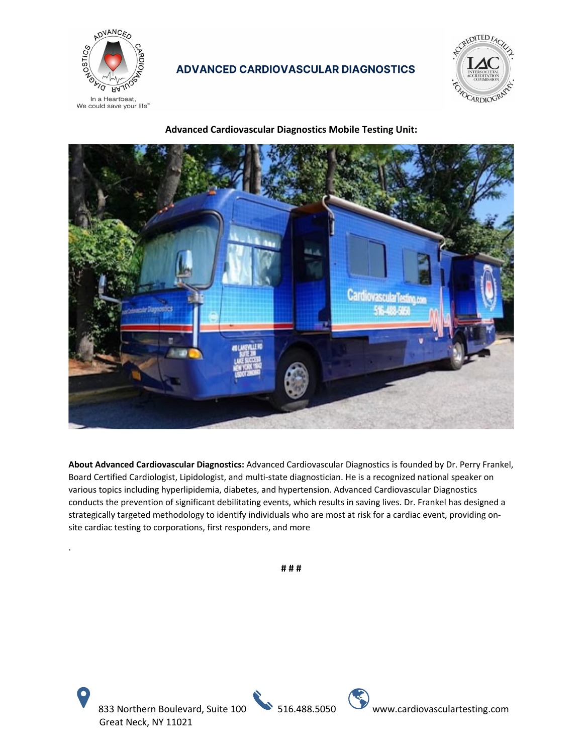# ADVANCED CARDIOVASCULAR DIAGNOSTICS

**Advanced Cardiovascular Diagnostics Mobile Testing Unit:**

**About Advanced Cardiovascular Diagnostics:** Advanced Cardiovascular Diagnostics is founded by Dr. Perry Frankel, Board Certified Cardiologist, Lipidologist, and multi-state diagnostician. He is a recognized national speaker on various topics including hyperlipidemia, diabetes, and hypertension. Advanced Cardiovascular Diagnostics conducts the prevention of significant debilitating events, which results in saving lives. Dr. Frankel has designed a strategically targeted methodology to identify individuals who are most at risk for a cardiac event, providing on-site cardiac testing to corporations, first responders, and more

.

# # #

833 Northern Boulevard, Suite 100
Great Neck, NY 11021

516.488.5050

www.cardiovasculartesting.com